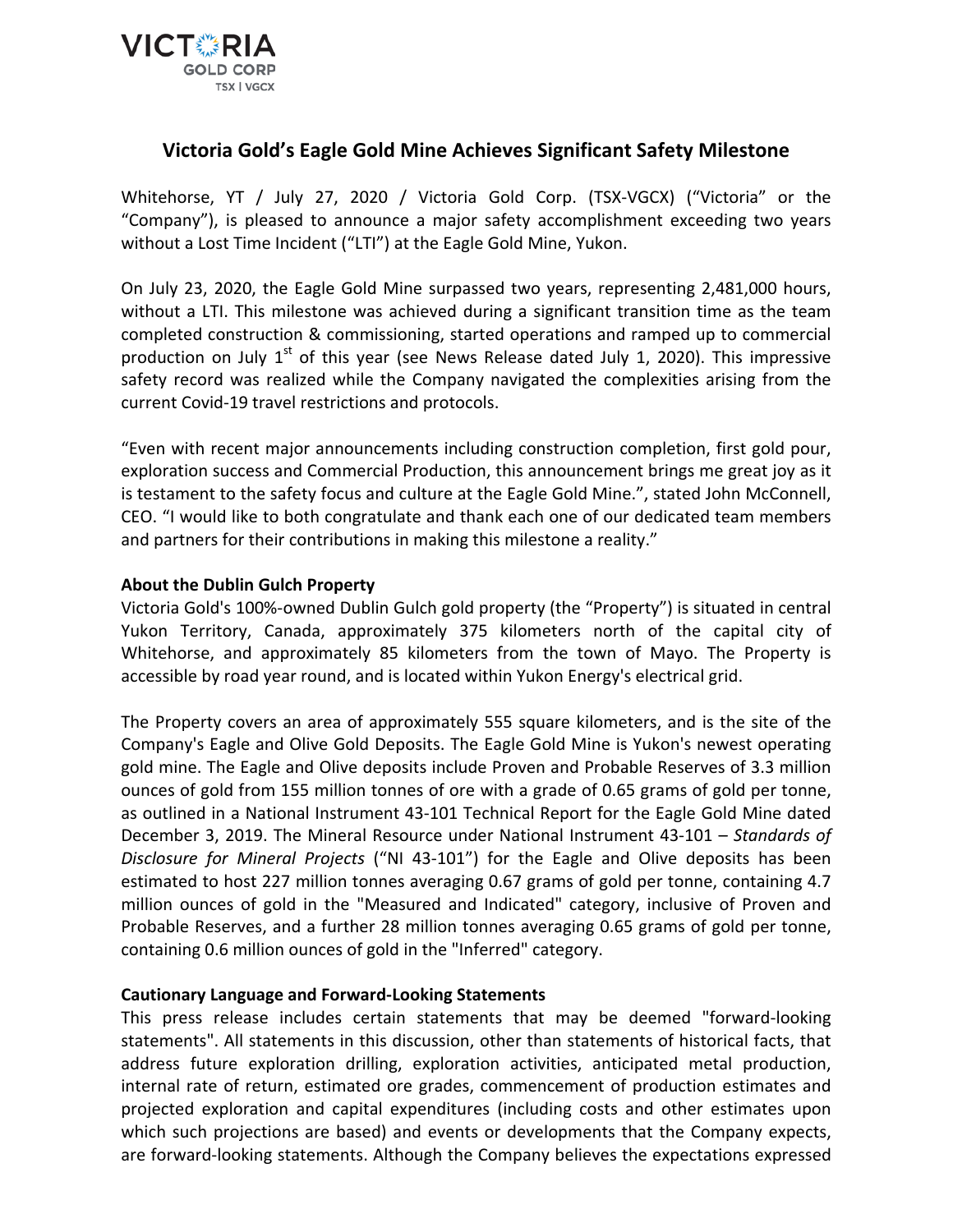VICTORIA GOLD CORP
TSX | VGCX

# Victoria Gold's Eagle Gold Mine Achieves Significant Safety Milestone

Whitehorse, YT / July 27, 2020 / Victoria Gold Corp. (TSX-VGCX) ("Victoria" or the "Company"), is pleased to announce a major safety accomplishment exceeding two years without a Lost Time Incident ("LTI") at the Eagle Gold Mine, Yukon.

On July 23, 2020, the Eagle Gold Mine surpassed two years, representing 2,481,000 hours, without a LTI. This milestone was achieved during a significant transition time as the team completed construction & commissioning, started operations and ramped up to commercial production on July 1st of this year (see News Release dated July 1, 2020). This impressive safety record was realized while the Company navigated the complexities arising from the current Covid-19 travel restrictions and protocols.

"Even with recent major announcements including construction completion, first gold pour, exploration success and Commercial Production, this announcement brings me great joy as it is testament to the safety focus and culture at the Eagle Gold Mine.", stated John McConnell, CEO. "I would like to both congratulate and thank each one of our dedicated team members and partners for their contributions in making this milestone a reality."

**About the Dublin Gulch Property**

Victoria Gold's 100%-owned Dublin Gulch gold property (the "Property") is situated in central Yukon Territory, Canada, approximately 375 kilometers north of the capital city of Whitehorse, and approximately 85 kilometers from the town of Mayo. The Property is accessible by road year round, and is located within Yukon Energy's electrical grid.

The Property covers an area of approximately 555 square kilometers, and is the site of the Company's Eagle and Olive Gold Deposits. The Eagle Gold Mine is Yukon's newest operating gold mine. The Eagle and Olive deposits include Proven and Probable Reserves of 3.3 million ounces of gold from 155 million tonnes of ore with a grade of 0.65 grams of gold per tonne, as outlined in a National Instrument 43-101 Technical Report for the Eagle Gold Mine dated December 3, 2019. The Mineral Resource under National Instrument 43-101 – *Standards of Disclosure for Mineral Projects* ("NI 43-101") for the Eagle and Olive deposits has been estimated to host 227 million tonnes averaging 0.67 grams of gold per tonne, containing 4.7 million ounces of gold in the "Measured and Indicated" category, inclusive of Proven and Probable Reserves, and a further 28 million tonnes averaging 0.65 grams of gold per tonne, containing 0.6 million ounces of gold in the "Inferred" category.

**Cautionary Language and Forward-Looking Statements**

This press release includes certain statements that may be deemed "forward-looking statements". All statements in this discussion, other than statements of historical facts, that address future exploration drilling, exploration activities, anticipated metal production, internal rate of return, estimated ore grades, commencement of production estimates and projected exploration and capital expenditures (including costs and other estimates upon which such projections are based) and events or developments that the Company expects, are forward-looking statements. Although the Company believes the expectations expressed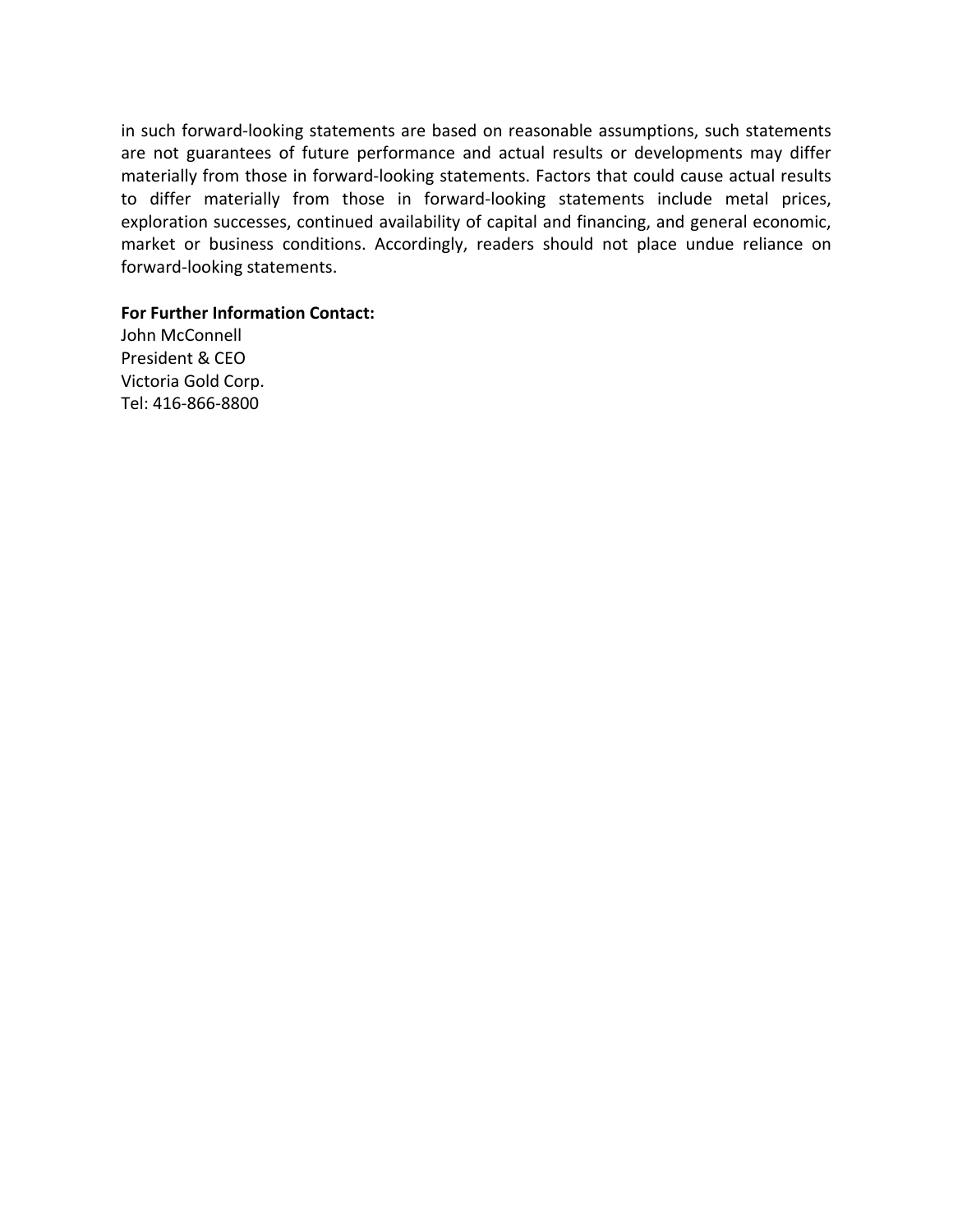in such forward-looking statements are based on reasonable assumptions, such statements are not guarantees of future performance and actual results or developments may differ materially from those in forward-looking statements. Factors that could cause actual results to differ materially from those in forward-looking statements include metal prices, exploration successes, continued availability of capital and financing, and general economic, market or business conditions. Accordingly, readers should not place undue reliance on forward-looking statements.

**For Further Information Contact:**
John McConnell
President & CEO
Victoria Gold Corp.
Tel: 416-866-8800